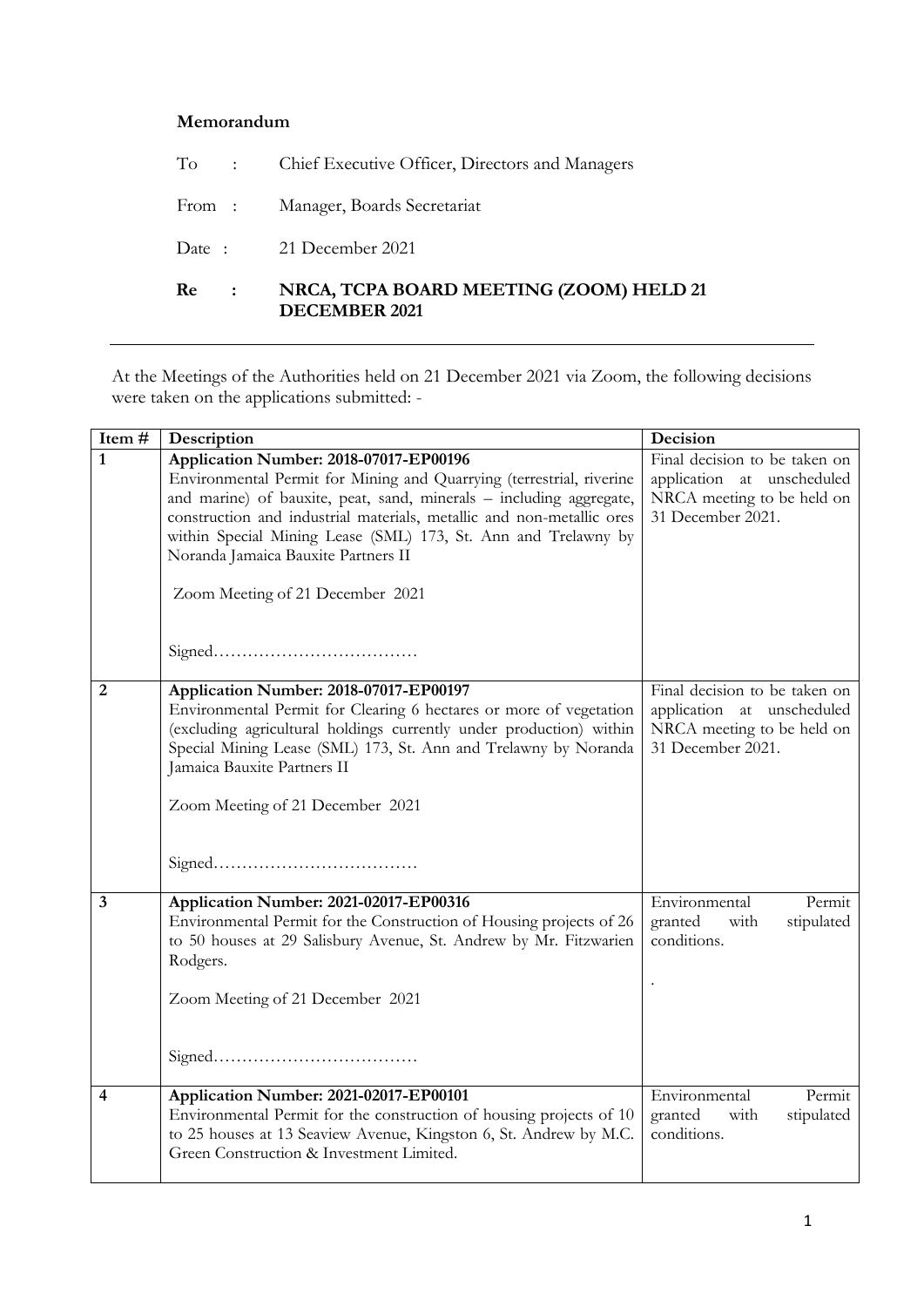**Memorandum**

To : Chief Executive Officer, Directors and Managers

From : Manager, Boards Secretariat

Date : 21 December 2021

**Re : NRCA, TCPA BOARD MEETING (ZOOM) HELD 21 DECEMBER 2021**

---

At the Meetings of the Authorities held on 21 December 2021 via Zoom, the following decisions were taken on the applications submitted: -

| Item # | Description | Decision |
|---|---|---|
| 1 | **Application Number: 2018-07017-EP00196**<br>Environmental Permit for Mining and Quarrying (terrestrial, riverine and marine) of bauxite, peat, sand, minerals – including aggregate, construction and industrial materials, metallic and non-metallic ores within Special Mining Lease (SML) 173, St. Ann and Trelawny by Noranda Jamaica Bauxite Partners II<br><br>Zoom Meeting of 21 December 2021<br><br>Signed……………………………… | Final decision to be taken on application at unscheduled NRCA meeting to be held on 31 December 2021. |
| 2 | **Application Number: 2018-07017-EP00197**<br>Environmental Permit for Clearing 6 hectares or more of vegetation (excluding agricultural holdings currently under production) within Special Mining Lease (SML) 173, St. Ann and Trelawny by Noranda Jamaica Bauxite Partners II<br><br>Zoom Meeting of 21 December 2021<br><br>Signed……………………………… | Final decision to be taken on application at unscheduled NRCA meeting to be held on 31 December 2021. |
| 3 | **Application Number: 2021-02017-EP00316**<br>Environmental Permit for the Construction of Housing projects of 26 to 50 houses at 29 Salisbury Avenue, St. Andrew by Mr. Fitzwarien Rodgers.<br><br>Zoom Meeting of 21 December 2021<br><br>Signed……………………………… | Environmental Permit granted with stipulated conditions.<br><br>. |
| 4 | **Application Number: 2021-02017-EP00101**<br>Environmental Permit for the construction of housing projects of 10 to 25 houses at 13 Seaview Avenue, Kingston 6, St. Andrew by M.C. Green Construction & Investment Limited. | Environmental Permit granted with stipulated conditions. |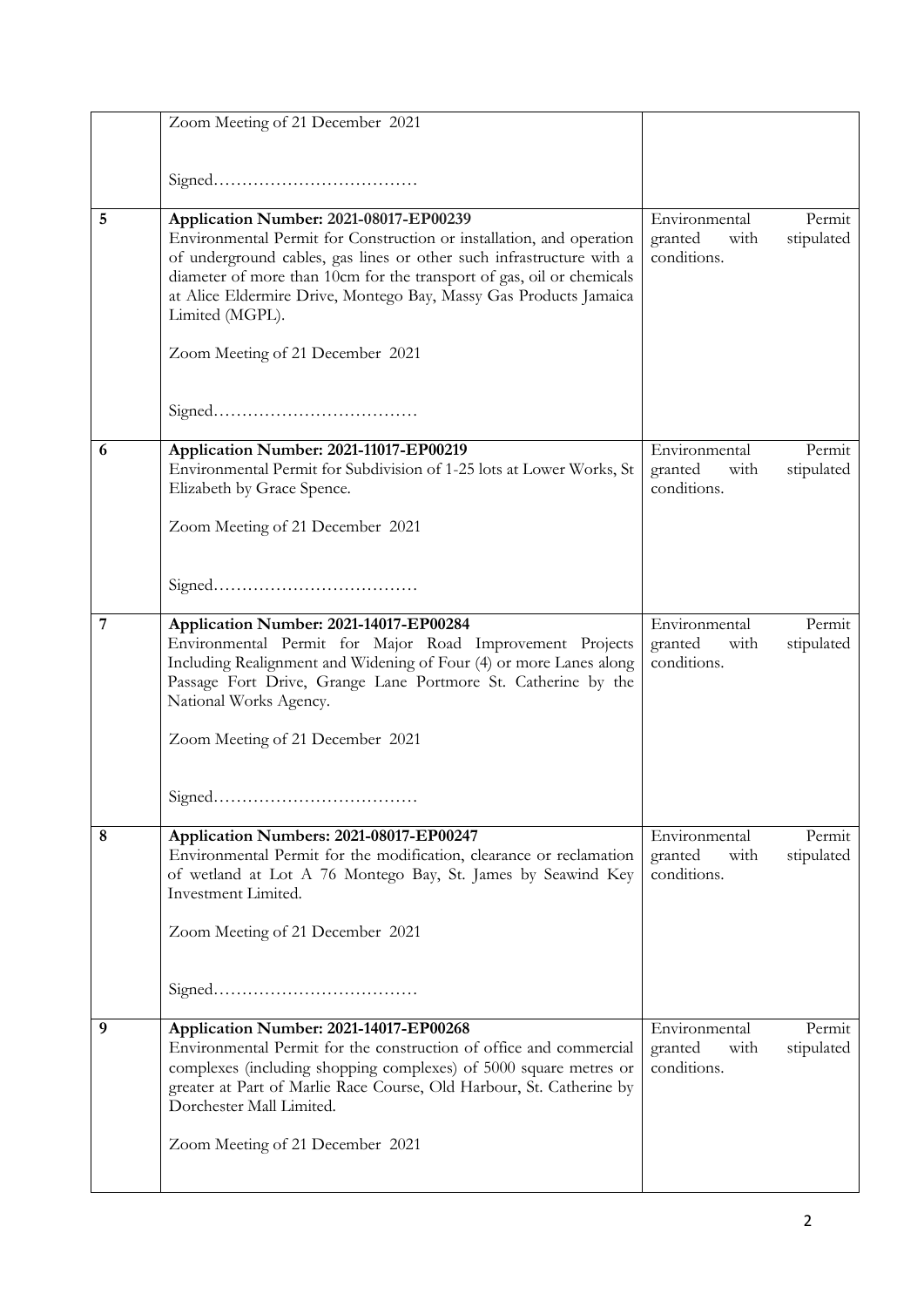| | | |
|---|---|---|
| | Zoom Meeting of 21 December 2021<br><br>Signed……………………………… | |
| 5 | **Application Number: 2021-08017-EP00239**<br>Environmental Permit for Construction or installation, and operation of underground cables, gas lines or other such infrastructure with a diameter of more than 10cm for the transport of gas, oil or chemicals at Alice Eldermire Drive, Montego Bay, Massy Gas Products Jamaica Limited (MGPL).<br><br>Zoom Meeting of 21 December 2021<br><br>Signed……………………………… | Environmental Permit granted with stipulated conditions. |
| 6 | **Application Number: 2021-11017-EP00219**<br>Environmental Permit for Subdivision of 1-25 lots at Lower Works, St Elizabeth by Grace Spence.<br><br>Zoom Meeting of 21 December 2021<br><br>Signed……………………………… | Environmental Permit granted with stipulated conditions. |
| 7 | **Application Number: 2021-14017-EP00284**<br>Environmental Permit for Major Road Improvement Projects Including Realignment and Widening of Four (4) or more Lanes along Passage Fort Drive, Grange Lane Portmore St. Catherine by the National Works Agency.<br><br>Zoom Meeting of 21 December 2021<br><br>Signed……………………………… | Environmental Permit granted with stipulated conditions. |
| 8 | **Application Numbers: 2021-08017-EP00247**<br>Environmental Permit for the modification, clearance or reclamation of wetland at Lot A 76 Montego Bay, St. James by Seawind Key Investment Limited.<br><br>Zoom Meeting of 21 December 2021<br><br>Signed……………………………… | Environmental Permit granted with stipulated conditions. |
| 9 | **Application Number: 2021-14017-EP00268**<br>Environmental Permit for the construction of office and commercial complexes (including shopping complexes) of 5000 square metres or greater at Part of Marlie Race Course, Old Harbour, St. Catherine by Dorchester Mall Limited.<br><br>Zoom Meeting of 21 December 2021 | Environmental Permit granted with stipulated conditions. |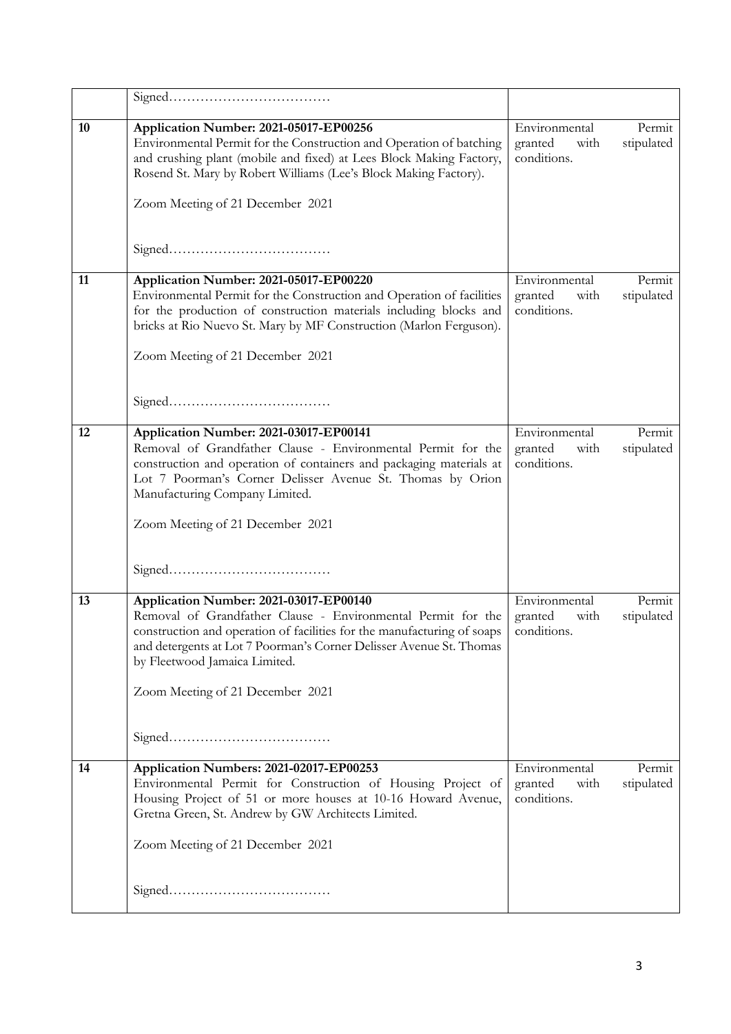| | | |
|---|---|---|
| | Signed……………………………… | |
| **10** | **Application Number: 2021-05017-EP00256**<br>Environmental Permit for the Construction and Operation of batching and crushing plant (mobile and fixed) at Lees Block Making Factory, Rosend St. Mary by Robert Williams (Lee's Block Making Factory).<br><br>Zoom Meeting of 21 December 2021<br><br>Signed……………………………… | Environmental Permit granted with stipulated conditions. |
| **11** | **Application Number: 2021-05017-EP00220**<br>Environmental Permit for the Construction and Operation of facilities for the production of construction materials including blocks and bricks at Rio Nuevo St. Mary by MF Construction (Marlon Ferguson).<br><br>Zoom Meeting of 21 December 2021<br><br>Signed……………………………… | Environmental Permit granted with stipulated conditions. |
| **12** | **Application Number: 2021-03017-EP00141**<br>Removal of Grandfather Clause - Environmental Permit for the construction and operation of containers and packaging materials at Lot 7 Poorman's Corner Delisser Avenue St. Thomas by Orion Manufacturing Company Limited.<br><br>Zoom Meeting of 21 December 2021<br><br>Signed……………………………… | Environmental Permit granted with stipulated conditions. |
| **13** | **Application Number: 2021-03017-EP00140**<br>Removal of Grandfather Clause - Environmental Permit for the construction and operation of facilities for the manufacturing of soaps and detergents at Lot 7 Poorman's Corner Delisser Avenue St. Thomas by Fleetwood Jamaica Limited.<br><br>Zoom Meeting of 21 December 2021<br><br>Signed……………………………… | Environmental Permit granted with stipulated conditions. |
| **14** | **Application Numbers: 2021-02017-EP00253**<br>Environmental Permit for Construction of Housing Project of Housing Project of 51 or more houses at 10-16 Howard Avenue, Gretna Green, St. Andrew by GW Architects Limited.<br><br>Zoom Meeting of 21 December 2021<br><br>Signed……………………………… | Environmental Permit granted with stipulated conditions. |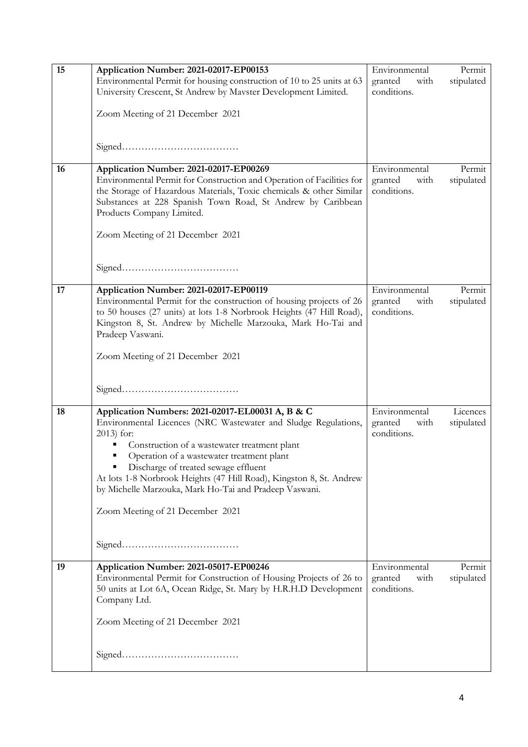| | | |
|---|---|---|
| 15 | **Application Number: 2021-02017-EP00153**<br>Environmental Permit for housing construction of 10 to 25 units at 63 University Crescent, St Andrew by Mavster Development Limited.<br><br>Zoom Meeting of 21 December 2021<br><br>Signed……………………………… | Environmental Permit granted with stipulated conditions. |
| 16 | **Application Number: 2021-02017-EP00269**<br>Environmental Permit for Construction and Operation of Facilities for the Storage of Hazardous Materials, Toxic chemicals & other Similar Substances at 228 Spanish Town Road, St Andrew by Caribbean Products Company Limited.<br><br>Zoom Meeting of 21 December 2021<br><br>Signed……………………………… | Environmental Permit granted with stipulated conditions. |
| 17 | **Application Number: 2021-02017-EP00119**<br>Environmental Permit for the construction of housing projects of 26 to 50 houses (27 units) at lots 1-8 Norbrook Heights (47 Hill Road), Kingston 8, St. Andrew by Michelle Marzouka, Mark Ho-Tai and Pradeep Vaswani.<br><br>Zoom Meeting of 21 December 2021<br><br>Signed……………………………… | Environmental Permit granted with stipulated conditions. |
| 18 | **Application Numbers: 2021-02017-EL00031 A, B & C**<br>Environmental Licences (NRC Wastewater and Sludge Regulations, 2013) for:<br>▪ Construction of a wastewater treatment plant<br>▪ Operation of a wastewater treatment plant<br>▪ Discharge of treated sewage effluent<br>At lots 1-8 Norbrook Heights (47 Hill Road), Kingston 8, St. Andrew by Michelle Marzouka, Mark Ho-Tai and Pradeep Vaswani.<br><br>Zoom Meeting of 21 December 2021<br><br>Signed……………………………… | Environmental Licences granted with stipulated conditions. |
| 19 | **Application Number: 2021-05017-EP00246**<br>Environmental Permit for Construction of Housing Projects of 26 to 50 units at Lot 6A, Ocean Ridge, St. Mary by H.R.H.D Development Company Ltd.<br><br>Zoom Meeting of 21 December 2021<br><br>Signed……………………………… | Environmental Permit granted with stipulated conditions. |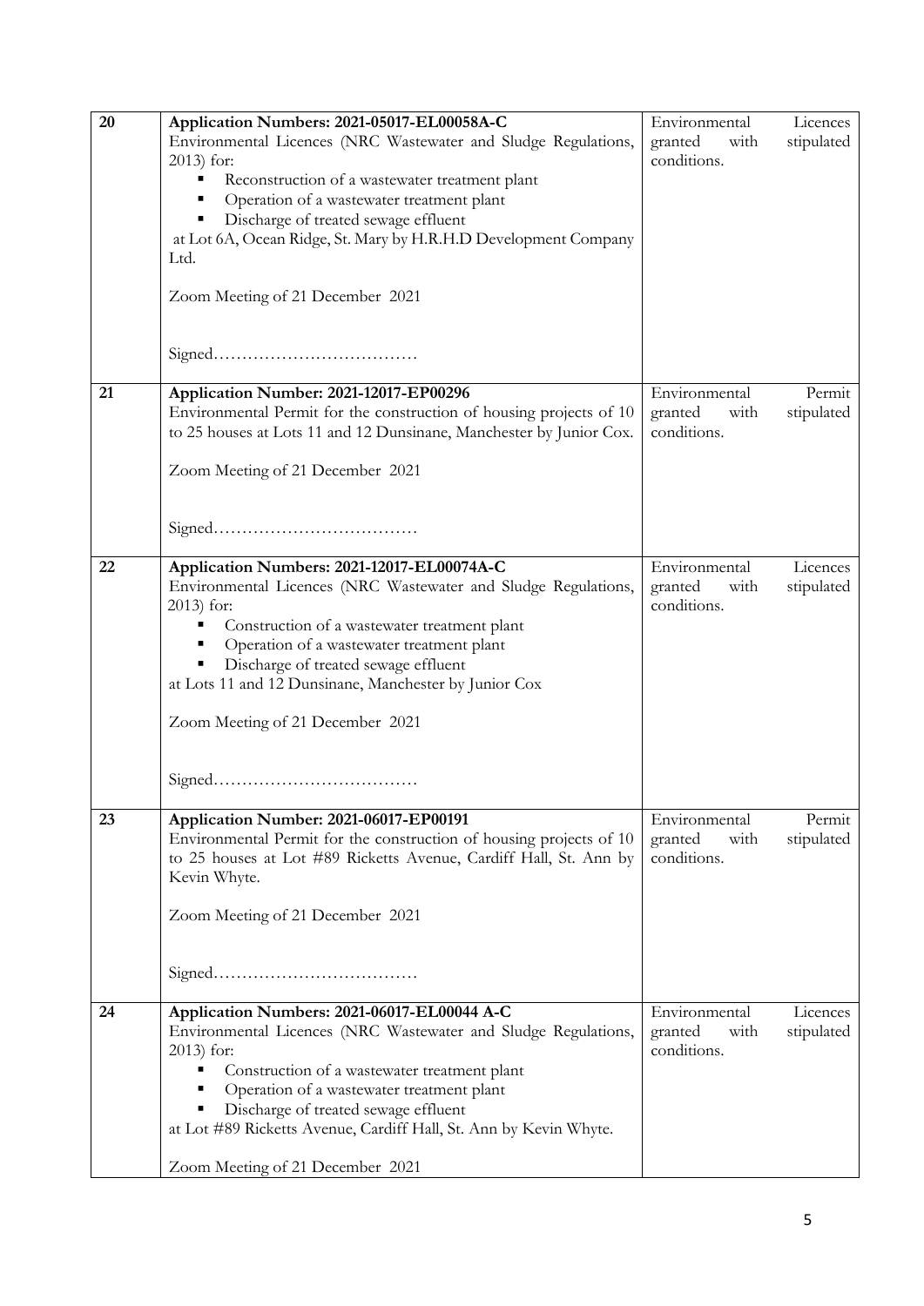| | | |
|---|---|---|
| 20 | **Application Numbers: 2021-05017-EL00058A-C**<br>Environmental Licences (NRC Wastewater and Sludge Regulations, 2013) for:<br>▪ Reconstruction of a wastewater treatment plant<br>▪ Operation of a wastewater treatment plant<br>▪ Discharge of treated sewage effluent<br>at Lot 6A, Ocean Ridge, St. Mary by H.R.H.D Development Company Ltd.<br><br>Zoom Meeting of 21 December 2021<br><br>Signed……………………………… | Environmental Licences granted with stipulated conditions. |
| 21 | **Application Number: 2021-12017-EP00296**<br>Environmental Permit for the construction of housing projects of 10 to 25 houses at Lots 11 and 12 Dunsinane, Manchester by Junior Cox.<br><br>Zoom Meeting of 21 December 2021<br><br>Signed……………………………… | Environmental Permit granted with stipulated conditions. |
| 22 | **Application Numbers: 2021-12017-EL00074A-C**<br>Environmental Licences (NRC Wastewater and Sludge Regulations, 2013) for:<br>▪ Construction of a wastewater treatment plant<br>▪ Operation of a wastewater treatment plant<br>▪ Discharge of treated sewage effluent<br>at Lots 11 and 12 Dunsinane, Manchester by Junior Cox<br><br>Zoom Meeting of 21 December 2021<br><br>Signed……………………………… | Environmental Licences granted with stipulated conditions. |
| 23 | **Application Number: 2021-06017-EP00191**<br>Environmental Permit for the construction of housing projects of 10 to 25 houses at Lot #89 Ricketts Avenue, Cardiff Hall, St. Ann by Kevin Whyte.<br><br>Zoom Meeting of 21 December 2021<br><br>Signed……………………………… | Environmental Permit granted with stipulated conditions. |
| 24 | **Application Numbers: 2021-06017-EL00044 A-C**<br>Environmental Licences (NRC Wastewater and Sludge Regulations, 2013) for:<br>▪ Construction of a wastewater treatment plant<br>▪ Operation of a wastewater treatment plant<br>▪ Discharge of treated sewage effluent<br>at Lot #89 Ricketts Avenue, Cardiff Hall, St. Ann by Kevin Whyte.<br><br>Zoom Meeting of 21 December 2021 | Environmental Licences granted with stipulated conditions. |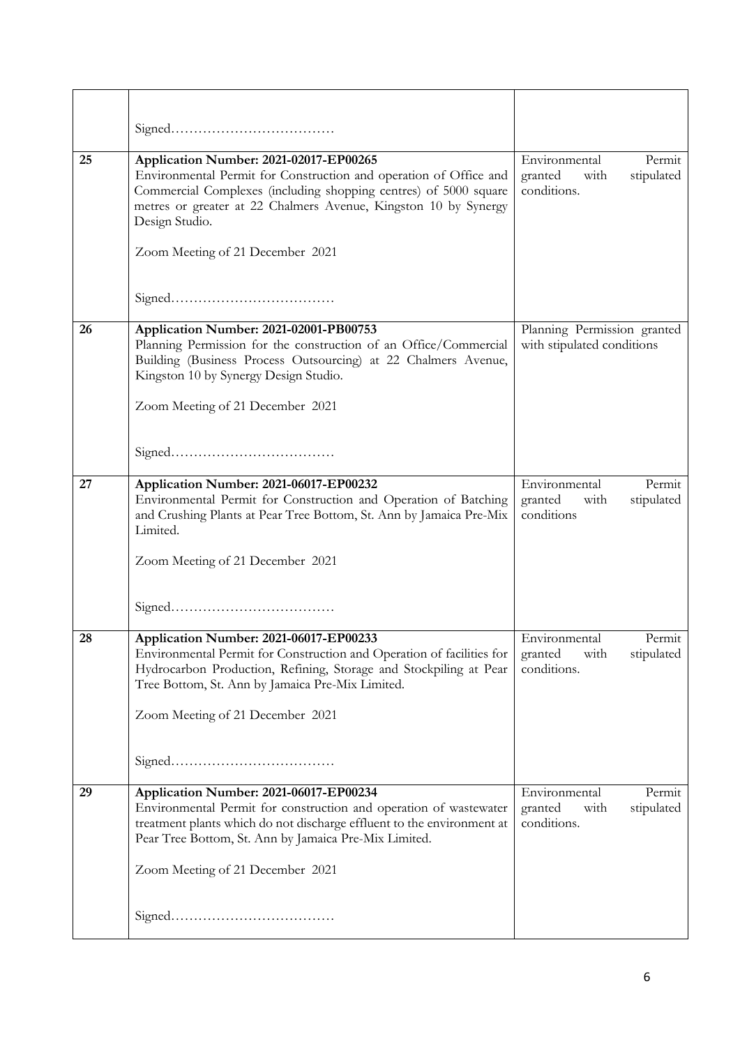| | | |
|---|---|---|
| | Signed……………………………… | |
| 25 | **Application Number: 2021-02017-EP00265**<br>Environmental Permit for Construction and operation of Office and Commercial Complexes (including shopping centres) of 5000 square metres or greater at 22 Chalmers Avenue, Kingston 10 by Synergy Design Studio.<br><br>Zoom Meeting of 21 December 2021<br><br>Signed……………………………… | Environmental Permit granted with stipulated conditions. |
| 26 | **Application Number: 2021-02001-PB00753**<br>Planning Permission for the construction of an Office/Commercial Building (Business Process Outsourcing) at 22 Chalmers Avenue, Kingston 10 by Synergy Design Studio.<br><br>Zoom Meeting of 21 December 2021<br><br>Signed……………………………… | Planning Permission granted with stipulated conditions |
| 27 | **Application Number: 2021-06017-EP00232**<br>Environmental Permit for Construction and Operation of Batching and Crushing Plants at Pear Tree Bottom, St. Ann by Jamaica Pre-Mix Limited.<br><br>Zoom Meeting of 21 December 2021<br><br>Signed……………………………… | Environmental Permit granted with stipulated conditions |
| 28 | **Application Number: 2021-06017-EP00233**<br>Environmental Permit for Construction and Operation of facilities for Hydrocarbon Production, Refining, Storage and Stockpiling at Pear Tree Bottom, St. Ann by Jamaica Pre-Mix Limited.<br><br>Zoom Meeting of 21 December 2021<br><br>Signed……………………………… | Environmental Permit granted with stipulated conditions. |
| 29 | **Application Number: 2021-06017-EP00234**<br>Environmental Permit for construction and operation of wastewater treatment plants which do not discharge effluent to the environment at Pear Tree Bottom, St. Ann by Jamaica Pre-Mix Limited.<br><br>Zoom Meeting of 21 December 2021<br><br>Signed……………………………… | Environmental Permit granted with stipulated conditions. |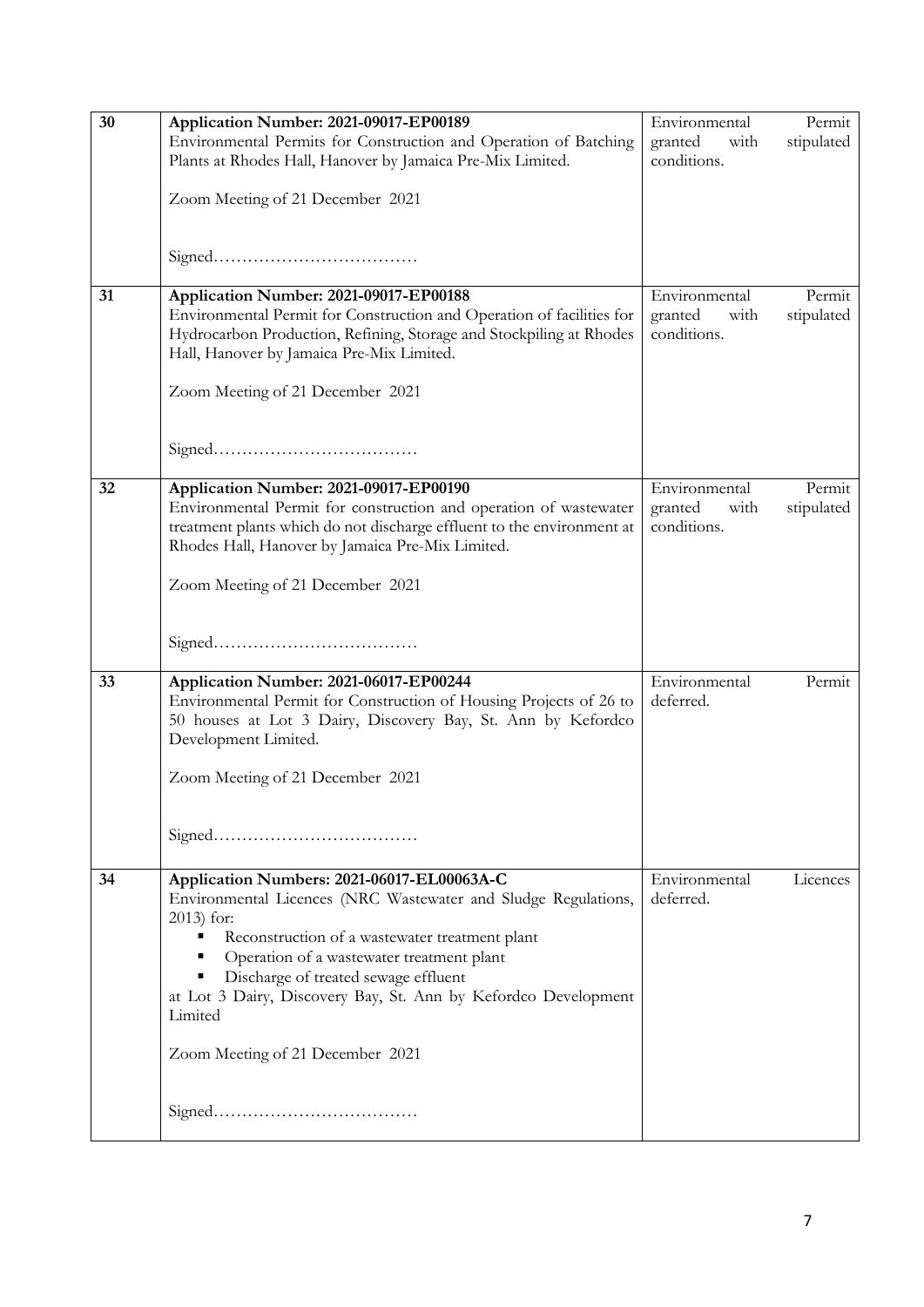| | | |
|---|---|---|
| 30 | **Application Number: 2021-09017-EP00189**<br>Environmental Permits for Construction and Operation of Batching Plants at Rhodes Hall, Hanover by Jamaica Pre-Mix Limited.<br><br>Zoom Meeting of 21 December 2021<br><br>Signed……………………………… | Environmental Permit granted with stipulated conditions. |
| 31 | **Application Number: 2021-09017-EP00188**<br>Environmental Permit for Construction and Operation of facilities for Hydrocarbon Production, Refining, Storage and Stockpiling at Rhodes Hall, Hanover by Jamaica Pre-Mix Limited.<br><br>Zoom Meeting of 21 December 2021<br><br>Signed……………………………… | Environmental Permit granted with stipulated conditions. |
| 32 | **Application Number: 2021-09017-EP00190**<br>Environmental Permit for construction and operation of wastewater treatment plants which do not discharge effluent to the environment at Rhodes Hall, Hanover by Jamaica Pre-Mix Limited.<br><br>Zoom Meeting of 21 December 2021<br><br>Signed……………………………… | Environmental Permit granted with stipulated conditions. |
| 33 | **Application Number: 2021-06017-EP00244**<br>Environmental Permit for Construction of Housing Projects of 26 to 50 houses at Lot 3 Dairy, Discovery Bay, St. Ann by Kefordco Development Limited.<br><br>Zoom Meeting of 21 December 2021<br><br>Signed……………………………… | Environmental Permit deferred. |
| 34 | **Application Numbers: 2021-06017-EL00063A-C**<br>Environmental Licences (NRC Wastewater and Sludge Regulations, 2013) for:<br>▪ Reconstruction of a wastewater treatment plant<br>▪ Operation of a wastewater treatment plant<br>▪ Discharge of treated sewage effluent<br>at Lot 3 Dairy, Discovery Bay, St. Ann by Kefordco Development Limited<br><br>Zoom Meeting of 21 December 2021<br><br>Signed……………………………… | Environmental Licences deferred. |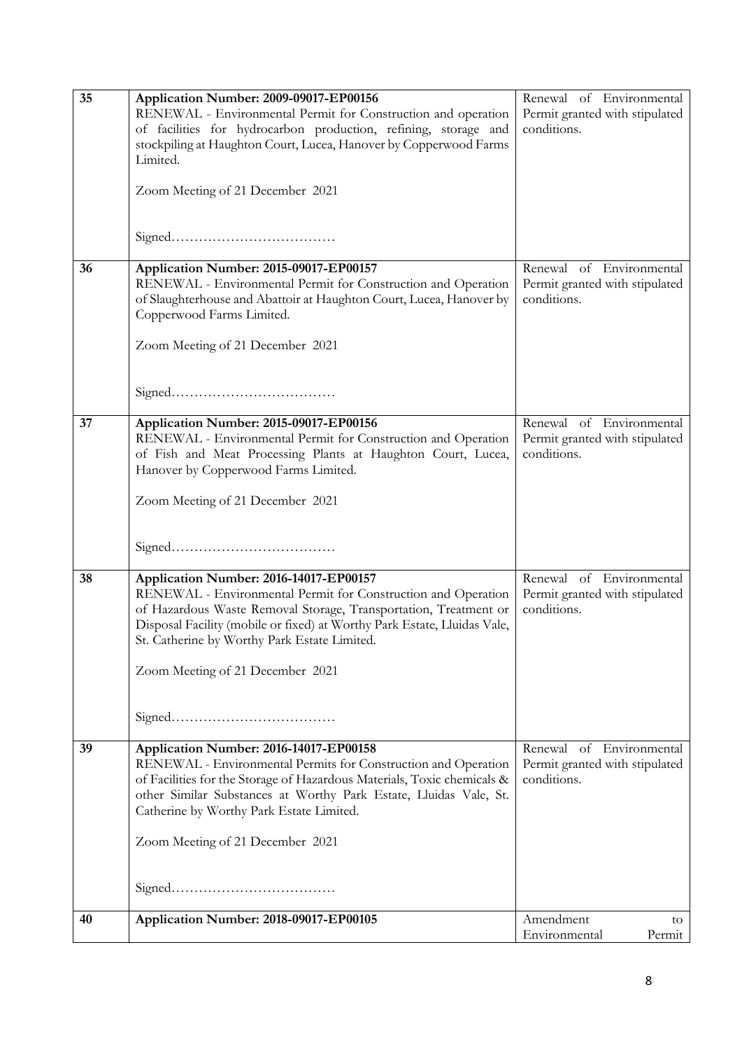| | | |
|---|---|---|
| 35 | **Application Number: 2009-09017-EP00156**<br>RENEWAL - Environmental Permit for Construction and operation of facilities for hydrocarbon production, refining, storage and stockpiling at Haughton Court, Lucea, Hanover by Copperwood Farms Limited.<br><br>Zoom Meeting of 21 December 2021<br><br>Signed……………………………… | Renewal of Environmental Permit granted with stipulated conditions. |
| 36 | **Application Number: 2015-09017-EP00157**<br>RENEWAL - Environmental Permit for Construction and Operation of Slaughterhouse and Abattoir at Haughton Court, Lucea, Hanover by Copperwood Farms Limited.<br><br>Zoom Meeting of 21 December 2021<br><br>Signed……………………………… | Renewal of Environmental Permit granted with stipulated conditions. |
| 37 | **Application Number: 2015-09017-EP00156**<br>RENEWAL - Environmental Permit for Construction and Operation of Fish and Meat Processing Plants at Haughton Court, Lucea, Hanover by Copperwood Farms Limited.<br><br>Zoom Meeting of 21 December 2021<br><br>Signed……………………………… | Renewal of Environmental Permit granted with stipulated conditions. |
| 38 | **Application Number: 2016-14017-EP00157**<br>RENEWAL - Environmental Permit for Construction and Operation of Hazardous Waste Removal Storage, Transportation, Treatment or Disposal Facility (mobile or fixed) at Worthy Park Estate, Lluidas Vale, St. Catherine by Worthy Park Estate Limited.<br><br>Zoom Meeting of 21 December 2021<br><br>Signed……………………………… | Renewal of Environmental Permit granted with stipulated conditions. |
| 39 | **Application Number: 2016-14017-EP00158**<br>RENEWAL - Environmental Permits for Construction and Operation of Facilities for the Storage of Hazardous Materials, Toxic chemicals & other Similar Substances at Worthy Park Estate, Lluidas Vale, St. Catherine by Worthy Park Estate Limited.<br><br>Zoom Meeting of 21 December 2021<br><br>Signed……………………………… | Renewal of Environmental Permit granted with stipulated conditions. |
| 40 | **Application Number: 2018-09017-EP00105** | Amendment to Environmental Permit |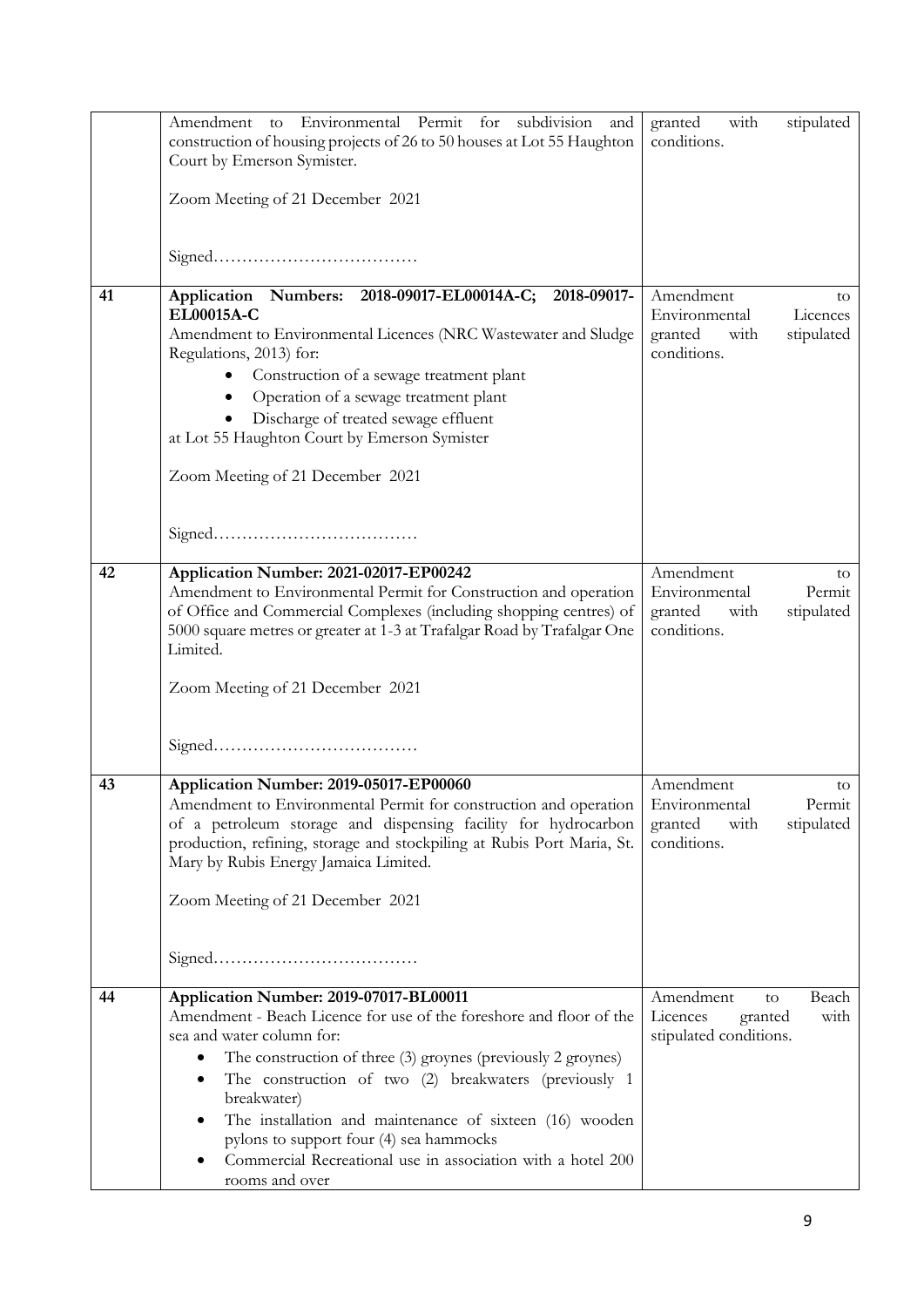| | | |
|---|---|---|
| | Amendment to Environmental Permit for subdivision and construction of housing projects of 26 to 50 houses at Lot 55 Haughton Court by Emerson Symister.<br><br>Zoom Meeting of 21 December 2021<br><br>Signed……………………………… | granted with stipulated conditions. |
| 41 | **Application Numbers: 2018-09017-EL00014A-C; 2018-09017-EL00015A-C**<br>Amendment to Environmental Licences (NRC Wastewater and Sludge Regulations, 2013) for:<br>• Construction of a sewage treatment plant<br>• Operation of a sewage treatment plant<br>• Discharge of treated sewage effluent<br>at Lot 55 Haughton Court by Emerson Symister<br><br>Zoom Meeting of 21 December 2021<br><br>Signed……………………………… | Amendment to Environmental Licences granted with stipulated conditions. |
| 42 | **Application Number: 2021-02017-EP00242**<br>Amendment to Environmental Permit for Construction and operation of Office and Commercial Complexes (including shopping centres) of 5000 square metres or greater at 1-3 at Trafalgar Road by Trafalgar One Limited.<br><br>Zoom Meeting of 21 December 2021<br><br>Signed……………………………… | Amendment to Environmental Permit granted with stipulated conditions. |
| 43 | **Application Number: 2019-05017-EP00060**<br>Amendment to Environmental Permit for construction and operation of a petroleum storage and dispensing facility for hydrocarbon production, refining, storage and stockpiling at Rubis Port Maria, St. Mary by Rubis Energy Jamaica Limited.<br><br>Zoom Meeting of 21 December 2021<br><br>Signed……………………………… | Amendment to Environmental Permit granted with stipulated conditions. |
| 44 | **Application Number: 2019-07017-BL00011**<br>Amendment - Beach Licence for use of the foreshore and floor of the sea and water column for:<br>• The construction of three (3) groynes (previously 2 groynes)<br>• The construction of two (2) breakwaters (previously 1 breakwater)<br>• The installation and maintenance of sixteen (16) wooden pylons to support four (4) sea hammocks<br>• Commercial Recreational use in association with a hotel 200 rooms and over | Amendment to Beach Licences granted with stipulated conditions. |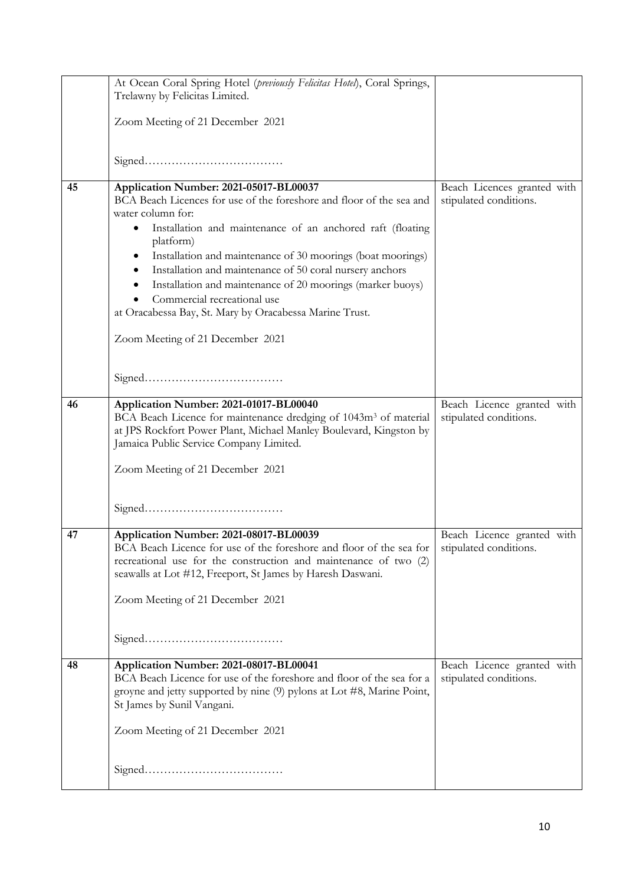| | | |
|---|---|---|
| | At Ocean Coral Spring Hotel (*previously Felicitas Hotel*), Coral Springs, Trelawny by Felicitas Limited.<br><br>Zoom Meeting of 21 December 2021<br><br>Signed……………………………… | |
| **45** | **Application Number: 2021-05017-BL00037**<br>BCA Beach Licences for use of the foreshore and floor of the sea and water column for:<br>• Installation and maintenance of an anchored raft (floating platform)<br>• Installation and maintenance of 30 moorings (boat moorings)<br>• Installation and maintenance of 50 coral nursery anchors<br>• Installation and maintenance of 20 moorings (marker buoys)<br>• Commercial recreational use<br>at Oracabessa Bay, St. Mary by Oracabessa Marine Trust.<br><br>Zoom Meeting of 21 December 2021<br><br>Signed……………………………… | Beach Licences granted with stipulated conditions. |
| **46** | **Application Number: 2021-01017-BL00040**<br>BCA Beach Licence for maintenance dredging of 1043m³ of material at JPS Rockfort Power Plant, Michael Manley Boulevard, Kingston by Jamaica Public Service Company Limited.<br><br>Zoom Meeting of 21 December 2021<br><br>Signed……………………………… | Beach Licence granted with stipulated conditions. |
| **47** | **Application Number: 2021-08017-BL00039**<br>BCA Beach Licence for use of the foreshore and floor of the sea for recreational use for the construction and maintenance of two (2) seawalls at Lot #12, Freeport, St James by Haresh Daswani.<br><br>Zoom Meeting of 21 December 2021<br><br>Signed……………………………… | Beach Licence granted with stipulated conditions. |
| **48** | **Application Number: 2021-08017-BL00041**<br>BCA Beach Licence for use of the foreshore and floor of the sea for a groyne and jetty supported by nine (9) pylons at Lot #8, Marine Point, St James by Sunil Vangani.<br><br>Zoom Meeting of 21 December 2021<br><br>Signed……………………………… | Beach Licence granted with stipulated conditions. |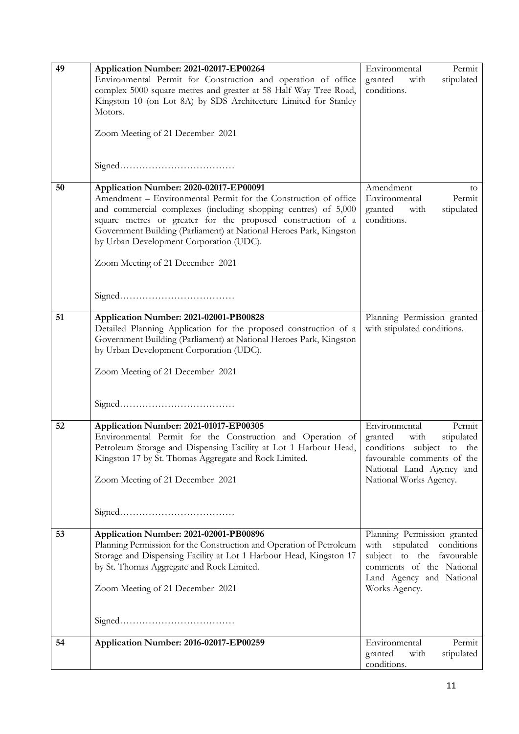| | | |
|---|---|---|
| 49 | **Application Number: 2021-02017-EP00264**<br>Environmental Permit for Construction and operation of office complex 5000 square metres and greater at 58 Half Way Tree Road, Kingston 10 (on Lot 8A) by SDS Architecture Limited for Stanley Motors.<br><br>Zoom Meeting of 21 December 2021<br><br>Signed……………………………… | Environmental Permit granted with stipulated conditions. |
| 50 | **Application Number: 2020-02017-EP00091**<br>Amendment – Environmental Permit for the Construction of office and commercial complexes (including shopping centres) of 5,000 square metres or greater for the proposed construction of a Government Building (Parliament) at National Heroes Park, Kingston by Urban Development Corporation (UDC).<br><br>Zoom Meeting of 21 December 2021<br><br>Signed……………………………… | Amendment to Environmental Permit granted with stipulated conditions. |
| 51 | **Application Number: 2021-02001-PB00828**<br>Detailed Planning Application for the proposed construction of a Government Building (Parliament) at National Heroes Park, Kingston by Urban Development Corporation (UDC).<br><br>Zoom Meeting of 21 December 2021<br><br>Signed……………………………… | Planning Permission granted with stipulated conditions. |
| 52 | **Application Number: 2021-01017-EP00305**<br>Environmental Permit for the Construction and Operation of Petroleum Storage and Dispensing Facility at Lot 1 Harbour Head, Kingston 17 by St. Thomas Aggregate and Rock Limited.<br><br>Zoom Meeting of 21 December 2021<br><br>Signed……………………………… | Environmental Permit granted with stipulated conditions subject to the favourable comments of the National Land Agency and National Works Agency. |
| 53 | **Application Number: 2021-02001-PB00896**<br>Planning Permission for the Construction and Operation of Petroleum Storage and Dispensing Facility at Lot 1 Harbour Head, Kingston 17 by St. Thomas Aggregate and Rock Limited.<br><br>Zoom Meeting of 21 December 2021<br><br>Signed……………………………… | Planning Permission granted with stipulated conditions subject to the favourable comments of the National Land Agency and National Works Agency. |
| 54 | **Application Number: 2016-02017-EP00259** | Environmental Permit granted with stipulated conditions. |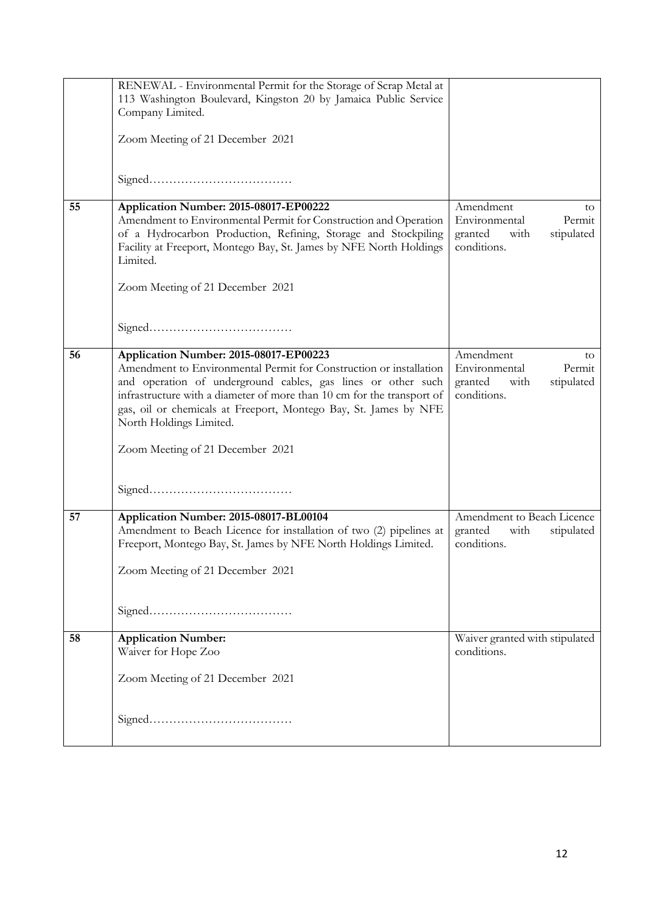| | | |
|---|---|---|
| | RENEWAL - Environmental Permit for the Storage of Scrap Metal at 113 Washington Boulevard, Kingston 20 by Jamaica Public Service Company Limited.<br><br>Zoom Meeting of 21 December 2021<br><br>Signed……………………………… | |
| 55 | **Application Number: 2015-08017-EP00222**<br>Amendment to Environmental Permit for Construction and Operation of a Hydrocarbon Production, Refining, Storage and Stockpiling Facility at Freeport, Montego Bay, St. James by NFE North Holdings Limited.<br><br>Zoom Meeting of 21 December 2021<br><br>Signed……………………………… | Amendment to Environmental Permit granted with stipulated conditions. |
| 56 | **Application Number: 2015-08017-EP00223**<br>Amendment to Environmental Permit for Construction or installation and operation of underground cables, gas lines or other such infrastructure with a diameter of more than 10 cm for the transport of gas, oil or chemicals at Freeport, Montego Bay, St. James by NFE North Holdings Limited.<br><br>Zoom Meeting of 21 December 2021<br><br>Signed……………………………… | Amendment to Environmental Permit granted with stipulated conditions. |
| 57 | **Application Number: 2015-08017-BL00104**<br>Amendment to Beach Licence for installation of two (2) pipelines at Freeport, Montego Bay, St. James by NFE North Holdings Limited.<br><br>Zoom Meeting of 21 December 2021<br><br>Signed……………………………… | Amendment to Beach Licence granted with stipulated conditions. |
| 58 | **Application Number:**<br>Waiver for Hope Zoo<br><br>Zoom Meeting of 21 December 2021<br><br>Signed……………………………… | Waiver granted with stipulated conditions. |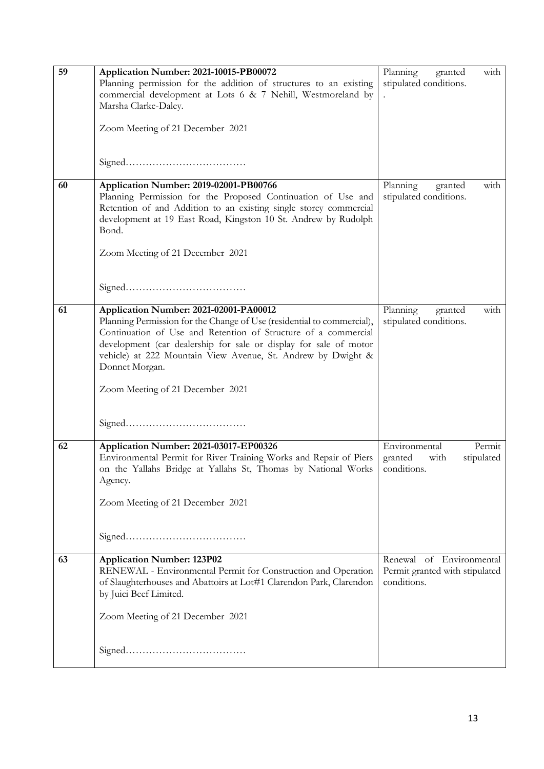| | | |
|---|---|---|
| 59 | **Application Number: 2021-10015-PB00072**<br>Planning permission for the addition of structures to an existing commercial development at Lots 6 & 7 Nehill, Westmoreland by Marsha Clarke-Daley.<br><br>Zoom Meeting of 21 December 2021<br><br>Signed……………………………… | Planning granted with stipulated conditions.<br>. |
| 60 | **Application Number: 2019-02001-PB00766**<br>Planning Permission for the Proposed Continuation of Use and Retention of and Addition to an existing single storey commercial development at 19 East Road, Kingston 10 St. Andrew by Rudolph Bond.<br><br>Zoom Meeting of 21 December 2021<br><br>Signed……………………………… | Planning granted with stipulated conditions. |
| 61 | **Application Number: 2021-02001-PA00012**<br>Planning Permission for the Change of Use (residential to commercial), Continuation of Use and Retention of Structure of a commercial development (car dealership for sale or display for sale of motor vehicle) at 222 Mountain View Avenue, St. Andrew by Dwight & Donnet Morgan.<br><br>Zoom Meeting of 21 December 2021<br><br>Signed……………………………… | Planning granted with stipulated conditions. |
| 62 | **Application Number: 2021-03017-EP00326**<br>Environmental Permit for River Training Works and Repair of Piers on the Yallahs Bridge at Yallahs St, Thomas by National Works Agency.<br><br>Zoom Meeting of 21 December 2021<br><br>Signed……………………………… | Environmental Permit granted with stipulated conditions. |
| 63 | **Application Number: 123P02**<br>RENEWAL - Environmental Permit for Construction and Operation of Slaughterhouses and Abattoirs at Lot#1 Clarendon Park, Clarendon by Juici Beef Limited.<br><br>Zoom Meeting of 21 December 2021<br><br>Signed……………………………… | Renewal of Environmental Permit granted with stipulated conditions. |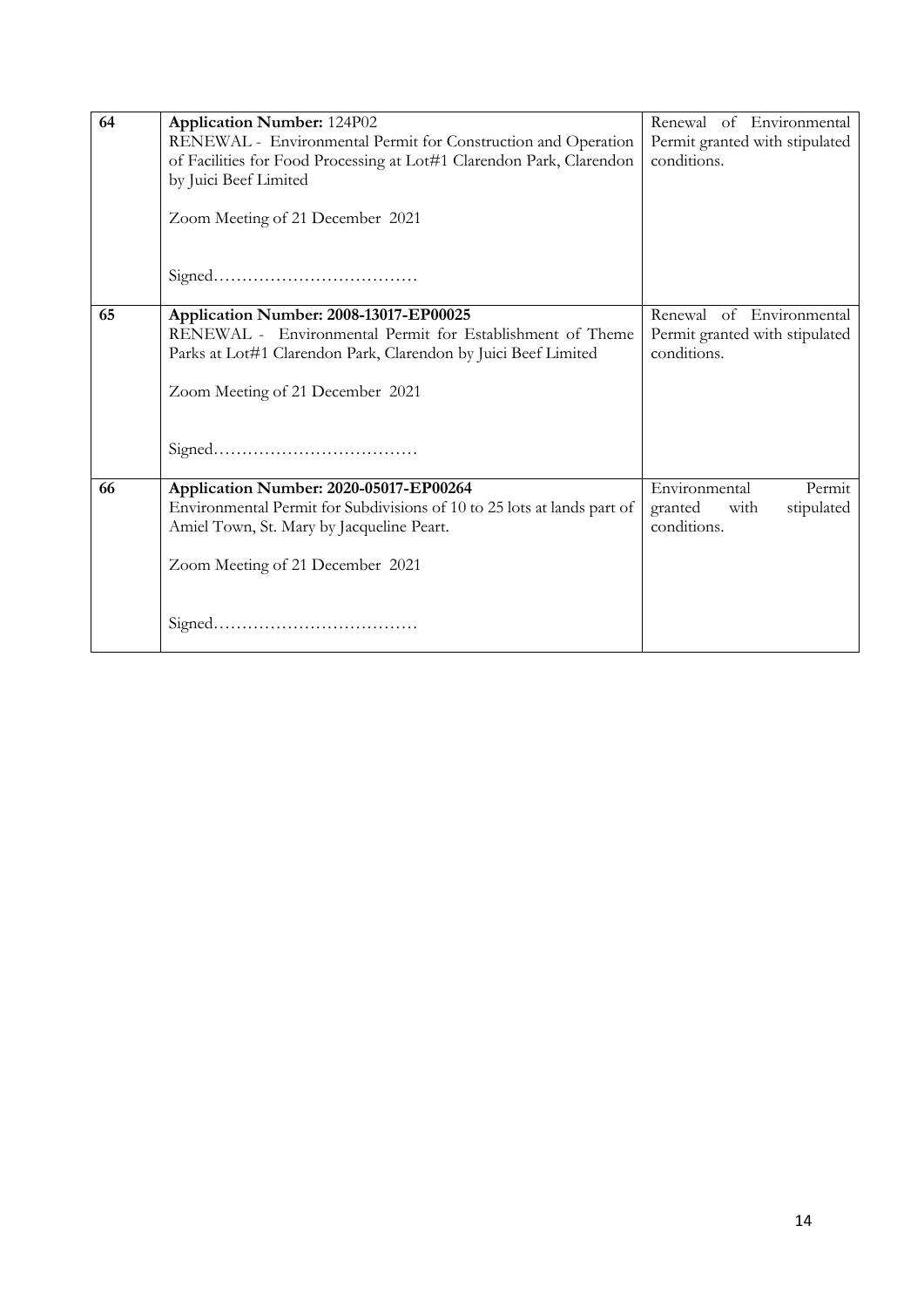| | | |
|---|---|---|
| 64 | **Application Number:** 124P02<br>RENEWAL - Environmental Permit for Construction and Operation of Facilities for Food Processing at Lot#1 Clarendon Park, Clarendon by Juici Beef Limited<br><br>Zoom Meeting of 21 December 2021<br><br>Signed……………………………… | Renewal of Environmental Permit granted with stipulated conditions. |
| 65 | **Application Number: 2008-13017-EP00025**<br>RENEWAL - Environmental Permit for Establishment of Theme Parks at Lot#1 Clarendon Park, Clarendon by Juici Beef Limited<br><br>Zoom Meeting of 21 December 2021<br><br>Signed……………………………… | Renewal of Environmental Permit granted with stipulated conditions. |
| 66 | **Application Number: 2020-05017-EP00264**<br>Environmental Permit for Subdivisions of 10 to 25 lots at lands part of Amiel Town, St. Mary by Jacqueline Peart.<br><br>Zoom Meeting of 21 December 2021<br><br>Signed……………………………… | Environmental Permit granted with stipulated conditions. |